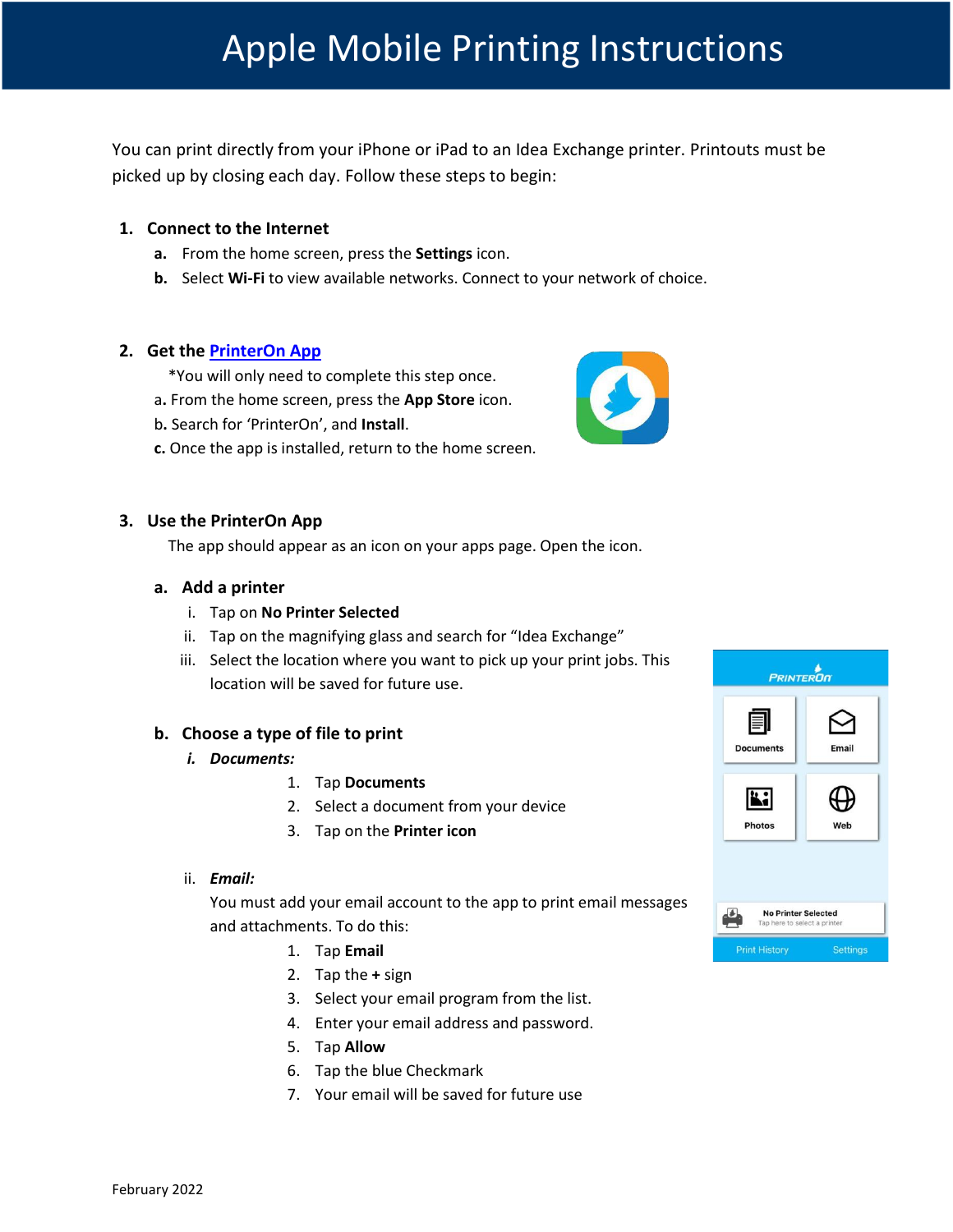# Apple Mobile Printing Instructions

You can print directly from your iPhone or iPad to an Idea Exchange printer. Printouts must be picked up by closing each day. Follow these steps to begin:

1. **Connect to the Internet**
   a. From the home screen, press the **Settings** icon.
   b. Select **Wi-Fi** to view available networks. Connect to your network of choice.

2. **Get the PrinterOn App**
   *You will only need to complete this step once.
   a. From the home screen, press the **App Store** icon.
   b. Search for 'PrinterOn', and **Install**.
   c. Once the app is installed, return to the home screen.

3. **Use the PrinterOn App**
   The app should appear as an icon on your apps page. Open the icon.

   a. **Add a printer**
      i. Tap on **No Printer Selected**
      ii. Tap on the magnifying glass and search for "Idea Exchange"
      iii. Select the location where you want to pick up your print jobs. This location will be saved for future use.

   b. **Choose a type of file to print**
      i. ***Documents:***
         1. Tap **Documents**
         2. Select a document from your device
         3. Tap on the **Printer icon**

      ii. ***Email:***
      You must add your email account to the app to print email messages and attachments. To do this:
         1. Tap **Email**
         2. Tap the **+** sign
         3. Select your email program from the list.
         4. Enter your email address and password.
         5. Tap **Allow**
         6. Tap the blue Checkmark
         7. Your email will be saved for future use

PRINTERON
Documents
Email
Photos
Web
No Printer Selected
Tap here to select a printer
Print History
Settings

February 2022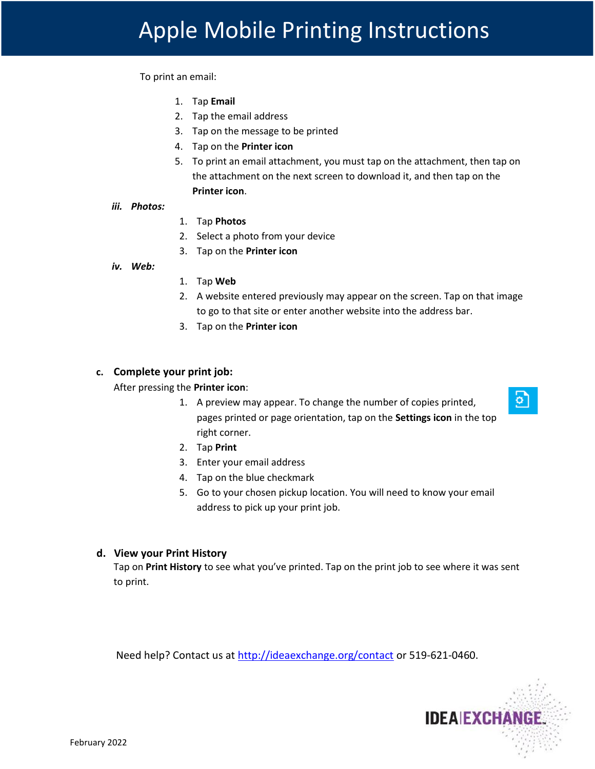# Apple Mobile Printing Instructions

To print an email:

1. Tap **Email**
2. Tap the email address
3. Tap on the message to be printed
4. Tap on the **Printer icon**
5. To print an email attachment, you must tap on the attachment, then tap on the attachment on the next screen to download it, and then tap on the **Printer icon**.

***iii. Photos:***

1. Tap **Photos**
2. Select a photo from your device
3. Tap on the **Printer icon**

***iv. Web:***

1. Tap **Web**
2. A website entered previously may appear on the screen. Tap on that image to go to that site or enter another website into the address bar.
3. Tap on the **Printer icon**

### c. Complete your print job:

After pressing the **Printer icon**:

1. A preview may appear. To change the number of copies printed, pages printed or page orientation, tap on the **Settings icon** in the top right corner.
2. Tap **Print**
3. Enter your email address
4. Tap on the blue checkmark
5. Go to your chosen pickup location. You will need to know your email address to pick up your print job.

### d. View your Print History

Tap on **Print History** to see what you've printed. Tap on the print job to see where it was sent to print.

Need help? Contact us at http://ideaexchange.org/contact or 519-621-0460.

February 2022